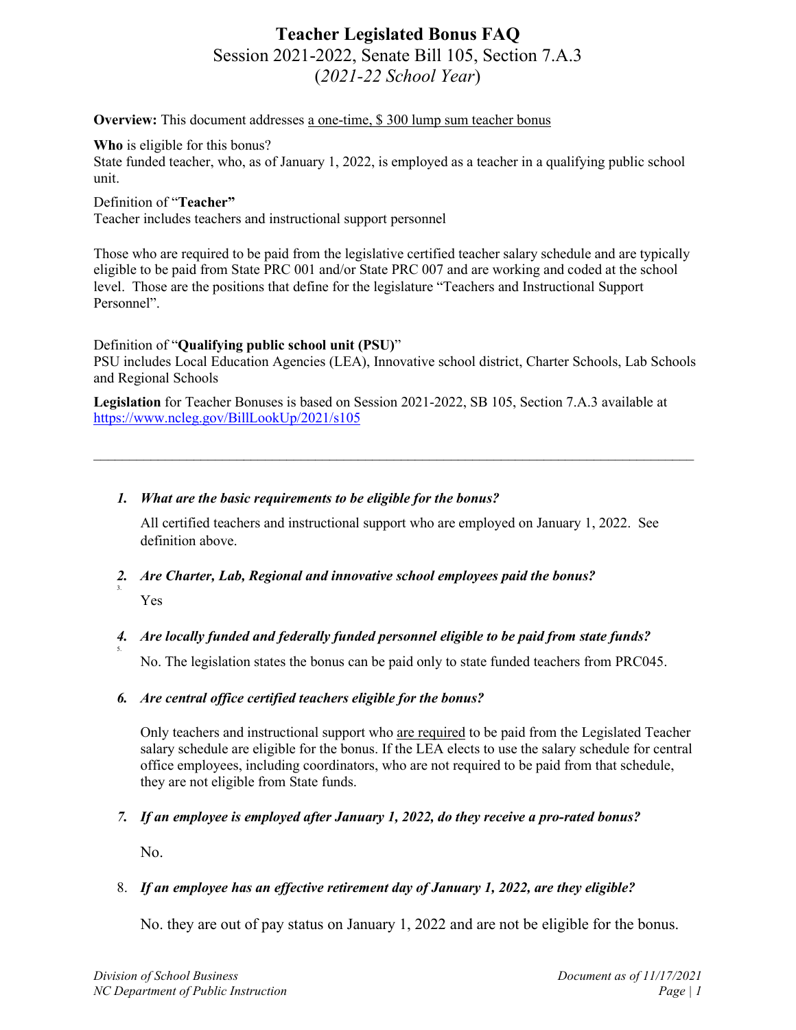# Teacher Legislated Bonus FAQ

Session 2021-2022, Senate Bill 105, Section 7.A.3
(*2021-22 School Year*)

**Overview:** This document addresses a one-time, $ 300 lump sum teacher bonus

**Who** is eligible for this bonus?
State funded teacher, who, as of January 1, 2022, is employed as a teacher in a qualifying public school unit.

Definition of "**Teacher"**
Teacher includes teachers and instructional support personnel

Those who are required to be paid from the legislative certified teacher salary schedule and are typically eligible to be paid from State PRC 001 and/or State PRC 007 and are working and coded at the school level. Those are the positions that define for the legislature "Teachers and Instructional Support Personnel".

Definition of "**Qualifying public school unit (PSU)**"
PSU includes Local Education Agencies (LEA), Innovative school district, Charter Schools, Lab Schools and Regional Schools

**Legislation** for Teacher Bonuses is based on Session 2021-2022, SB 105, Section 7.A.3 available at https://www.ncleg.gov/BillLookUp/2021/s105

---

1. ***What are the basic requirements to be eligible for the bonus?***

   All certified teachers and instructional support who are employed on January 1, 2022. See definition above.

2. ***Are Charter, Lab, Regional and innovative school employees paid the bonus?***

   Yes

4. ***Are locally funded and federally funded personnel eligible to be paid from state funds?***

   No. The legislation states the bonus can be paid only to state funded teachers from PRC045.

6. ***Are central office certified teachers eligible for the bonus?***

   Only teachers and instructional support who are required to be paid from the Legislated Teacher salary schedule are eligible for the bonus. If the LEA elects to use the salary schedule for central office employees, including coordinators, who are not required to be paid from that schedule, they are not eligible from State funds.

7. ***If an employee is employed after January 1, 2022, do they receive a pro-rated bonus?***

   No.

8. ***If an employee has an effective retirement day of January 1, 2022, are they eligible?***

   No. they are out of pay status on January 1, 2022 and are not be eligible for the bonus.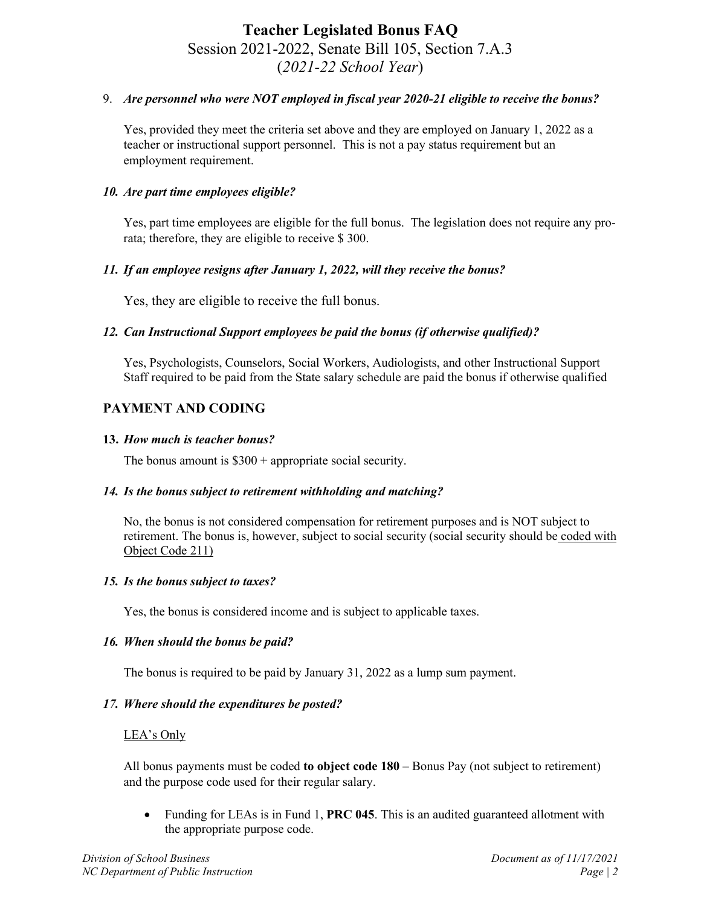9. ***Are personnel who were NOT employed in fiscal year 2020-21 eligible to receive the bonus?***

   Yes, provided they meet the criteria set above and they are employed on January 1, 2022 as a teacher or instructional support personnel. This is not a pay status requirement but an employment requirement.

10. ***Are part time employees eligible?***

    Yes, part time employees are eligible for the full bonus. The legislation does not require any pro-rata; therefore, they are eligible to receive $ 300.

11. ***If an employee resigns after January 1, 2022, will they receive the bonus?***

    Yes, they are eligible to receive the full bonus.

12. ***Can Instructional Support employees be paid the bonus (if otherwise qualified)?***

    Yes, Psychologists, Counselors, Social Workers, Audiologists, and other Instructional Support Staff required to be paid from the State salary schedule are paid the bonus if otherwise qualified

## PAYMENT AND CODING

13. ***How much is teacher bonus?***

    The bonus amount is $300 + appropriate social security.

14. ***Is the bonus subject to retirement withholding and matching?***

    No, the bonus is not considered compensation for retirement purposes and is NOT subject to retirement. The bonus is, however, subject to social security (social security should be coded with Object Code 211)

15. ***Is the bonus subject to taxes?***

    Yes, the bonus is considered income and is subject to applicable taxes.

16. ***When should the bonus be paid?***

    The bonus is required to be paid by January 31, 2022 as a lump sum payment.

17. ***Where should the expenditures be posted?***

    LEA's Only

    All bonus payments must be coded **to object code 180** – Bonus Pay (not subject to retirement) and the purpose code used for their regular salary.

    - Funding for LEAs is in Fund 1, **PRC 045**. This is an audited guaranteed allotment with the appropriate purpose code.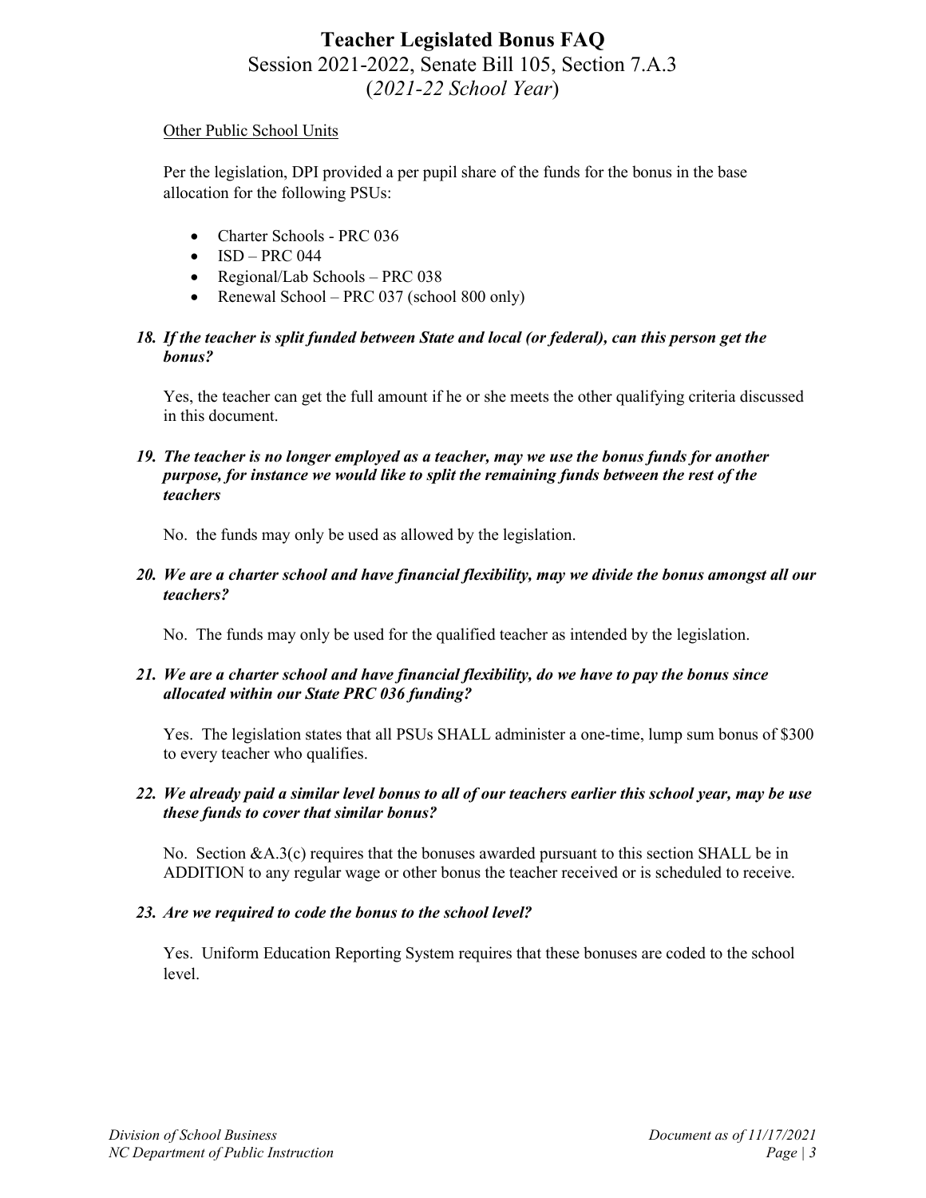Other Public School Units

Per the legislation, DPI provided a per pupil share of the funds for the bonus in the base allocation for the following PSUs:

- Charter Schools - PRC 036
- ISD – PRC 044
- Regional/Lab Schools – PRC 038
- Renewal School – PRC 037 (school 800 only)

***18. If the teacher is split funded between State and local (or federal), can this person get the bonus?***

Yes, the teacher can get the full amount if he or she meets the other qualifying criteria discussed in this document.

***19. The teacher is no longer employed as a teacher, may we use the bonus funds for another purpose, for instance we would like to split the remaining funds between the rest of the teachers***

No. the funds may only be used as allowed by the legislation.

***20. We are a charter school and have financial flexibility, may we divide the bonus amongst all our teachers?***

No. The funds may only be used for the qualified teacher as intended by the legislation.

***21. We are a charter school and have financial flexibility, do we have to pay the bonus since allocated within our State PRC 036 funding?***

Yes. The legislation states that all PSUs SHALL administer a one-time, lump sum bonus of $300 to every teacher who qualifies.

***22. We already paid a similar level bonus to all of our teachers earlier this school year, may be use these funds to cover that similar bonus?***

No. Section &A.3(c) requires that the bonuses awarded pursuant to this section SHALL be in ADDITION to any regular wage or other bonus the teacher received or is scheduled to receive.

***23. Are we required to code the bonus to the school level?***

Yes. Uniform Education Reporting System requires that these bonuses are coded to the school level.